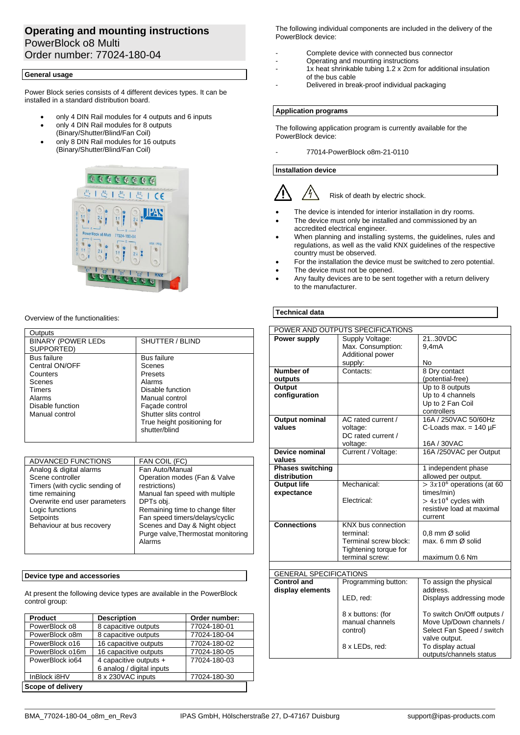# Operating and mounting instructions

PowerBlock o8 Multi

Order number: 77024-180-04

## General usage

Power Block series consists of 4 different devices types. It can be installed in a standard distribution board.

- only 4 DIN Rail modules for 4 outputs and 6 inputs
- only 4 DIN Rail modules for 8 outputs (Binary/Shutter/Blind/Fan Coil)
- only 8 DIN Rail modules for 16 outputs (Binary/Shutter/Blind/Fan Coil)

Overview of the functionalities:

| Outputs | |
|---|---|
| BINARY (POWER LEDs SUPPORTED) | SHUTTER / BLIND |
| Bus failure<br>Central ON/OFF<br>Counters<br>Scenes<br>Timers<br>Alarms<br>Disable function<br>Manual control | Bus failure<br>Scenes<br>Presets<br>Alarms<br>Disable function<br>Manual control<br>Façade control<br>Shutter slits control<br>True height positioning for shutter/blind |

| ADVANCED FUNCTIONS | FAN COIL (FC) |
|---|---|
| Analog & digital alarms<br>Scene controller<br>Timers (with cyclic sending of time remaining<br>Overwrite end user parameters<br>Logic functions<br>Setpoints<br>Behaviour at bus recovery | Fan Auto/Manual<br>Operation modes (Fan & Valve restrictions)<br>Manual fan speed with multiple DPTs obj.<br>Remaining time to change filter<br>Fan speed timers/delays/cyclic<br>Scenes and Day & Night object<br>Purge valve,Thermostat monitoring<br>Alarms |

## Device type and accessories

At present the following device types are available in the PowerBlock control group:

| Product | Description | Order number: |
|---|---|---|
| PowerBlock o8 | 8 capacitive outputs | 77024-180-01 |
| PowerBlock o8m | 8 capacitive outputs | 77024-180-04 |
| PowerBlock o16 | 16 capacitive outputs | 77024-180-02 |
| PowerBlock o16m | 16 capacitive outputs | 77024-180-05 |
| PowerBlock io64 | 4 capacitive outputs + 6 analog / digital inputs | 77024-180-03 |
| InBlock i8HV | 8 x 230VAC inputs | 77024-180-30 |

## Scope of delivery

The following individual components are included in the delivery of the PowerBlock device:

- Complete device with connected bus connector
- Operating and mounting instructions
- 1x heat shrinkable tubing 1.2 x 2cm for additional insulation of the bus cable
- Delivered in break-proof individual packaging

## Application programs

The following application program is currently available for the PowerBlock device:

- 77014-PowerBlock o8m-21-0110

## Installation device

Risk of death by electric shock.

- The device is intended for interior installation in dry rooms.
- The device must only be installed and commissioned by an accredited electrical engineer.
- When planning and installing systems, the guidelines, rules and regulations, as well as the valid KNX guidelines of the respective country must be observed.
- For the installation the device must be switched to zero potential.
- The device must not be opened.
- Any faulty devices are to be sent together with a return delivery to the manufacturer.

## Technical data

| POWER AND OUTPUTS SPECIFICATIONS | | |
|---|---|---|
| **Power supply** | Supply Voltage:<br>Max. Consumption:<br>Additional power supply: | 21..30VDC<br>9,4mA<br>No |
| **Number of outputs** | Contacts: | 8 Dry contact (potential-free) |
| **Output configuration** | | Up to 8 outputs<br>Up to 4 channels<br>Up to 2 Fan Coil controllers |
| **Output nominal values** | AC rated current / voltage:<br>DC rated current / voltage: | 16A / 250VAC 50/60Hz<br>C-Loads max. = 140 µF<br>16A / 30VAC |
| **Device nominal values** | Current / Voltage: | 16A /250VAC per Output |
| **Phases switching distribution** | | 1 independent phase allowed per output. |
| **Output life expectance** | Mechanical:<br>Electrical: | $> 3x10^6$ operations (at 60 times/min)<br>$> 4x10^4$ cycles with resistive load at maximal current |
| **Connections** | KNX bus connection terminal:<br>Terminal screw block:<br>Tightening torque for terminal screw: | 0,8 mm Ø solid<br>max. 6 mm Ø solid<br>maximum 0.6 Nm |

| GENERAL SPECIFICATIONS | | |
|---|---|---|
| **Control and display elements** | Programming button:<br>LED, red:<br>8 x buttons: (for manual channels control)<br>8 x LEDs, red: | To assign the physical address.<br>Displays addressing mode<br>To switch On/Off outputs / Move Up/Down channels / Select Fan Speed / switch valve output.<br>To display actual outputs/channels status |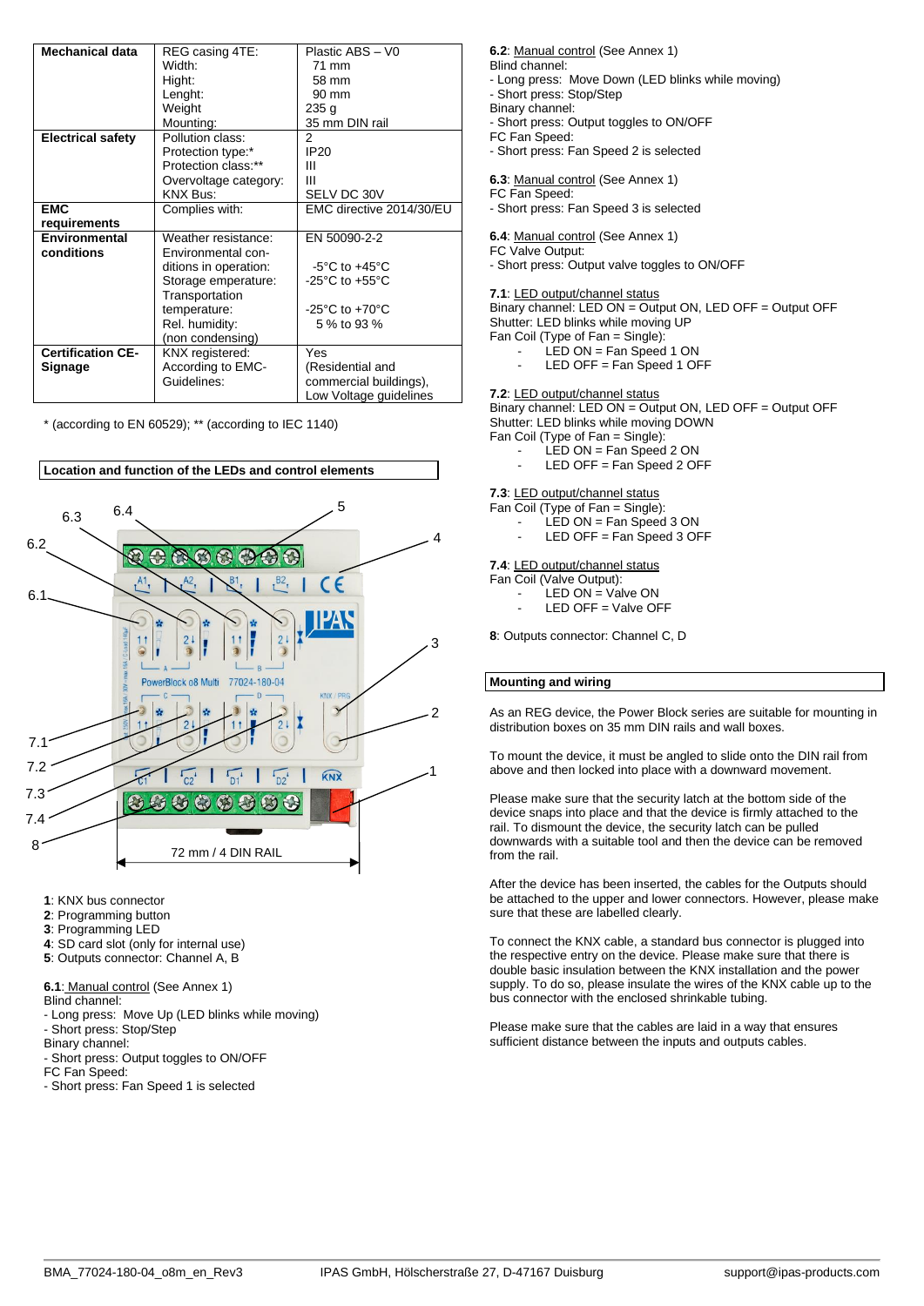| Mechanical data | REG casing 4TE:<br>Width:<br>Hight:<br>Lenght:<br>Weight<br>Mounting: | Plastic ABS – V0<br>71 mm<br>58 mm<br>90 mm<br>235 g<br>35 mm DIN rail |
|---|---|---|
| **Electrical safety** | Pollution class:<br>Protection type:*<br>Protection class:**<br>Overvoltage category:<br>KNX Bus: | 2<br>IP20<br>III<br>III<br>SELV DC 30V |
| **EMC requirements** | Complies with: | EMC directive 2014/30/EU |
| **Environmental conditions** | Weather resistance:<br>Environmental conditions in operation:<br>Storage emperature:<br>Transportation temperature:<br>Rel. humidity:<br>(non condensing) | EN 50090-2-2<br><br>-5°C to +45°C<br>-25°C to +55°C<br><br>-25°C to +70°C<br>5 % to 93 % |
| **Certification CE-Signage** | KNX registered:<br>According to EMC-Guidelines: | Yes<br>(Residential and commercial buildings), Low Voltage guidelines |

\* (according to EN 60529); ** (according to IEC 1140)

## Location and function of the LEDs and control elements

72 mm / 4 DIN RAIL

**1**: KNX bus connector
**2**: Programming button
**3**: Programming LED
**4**: SD card slot (only for internal use)
**5**: Outputs connector: Channel A, B

**6.1**: Manual control (See Annex 1)
Blind channel:
- Long press: Move Up (LED blinks while moving)
- Short press: Stop/Step
Binary channel:
- Short press: Output toggles to ON/OFF
FC Fan Speed:
- Short press: Fan Speed 1 is selected

**6.2**: Manual control (See Annex 1)
Blind channel:
- Long press: Move Down (LED blinks while moving)
- Short press: Stop/Step
Binary channel:
- Short press: Output toggles to ON/OFF
FC Fan Speed:
- Short press: Fan Speed 2 is selected

**6.3**: Manual control (See Annex 1)
FC Fan Speed:
- Short press: Fan Speed 3 is selected

**6.4**: Manual control (See Annex 1)
FC Valve Output:
- Short press: Output valve toggles to ON/OFF

**7.1**: LED output/channel status
Binary channel: LED ON = Output ON, LED OFF = Output OFF
Shutter: LED blinks while moving UP
Fan Coil (Type of Fan = Single):
- LED ON = Fan Speed 1 ON
- LED OFF = Fan Speed 1 OFF

**7.2**: LED output/channel status
Binary channel: LED ON = Output ON, LED OFF = Output OFF
Shutter: LED blinks while moving DOWN
Fan Coil (Type of Fan = Single):
- LED ON = Fan Speed 2 ON
- LED OFF = Fan Speed 2 OFF

**7.3**: LED output/channel status
Fan Coil (Type of Fan = Single):
- LED ON = Fan Speed 3 ON
- LED OFF = Fan Speed 3 OFF

**7.4**: LED output/channel status
Fan Coil (Valve Output):
- LED ON = Valve ON
- LED OFF = Valve OFF

**8**: Outputs connector: Channel C, D

## Mounting and wiring

As an REG device, the Power Block series are suitable for mounting in distribution boxes on 35 mm DIN rails and wall boxes.

To mount the device, it must be angled to slide onto the DIN rail from above and then locked into place with a downward movement.

Please make sure that the security latch at the bottom side of the device snaps into place and that the device is firmly attached to the rail. To dismount the device, the security latch can be pulled downwards with a suitable tool and then the device can be removed from the rail.

After the device has been inserted, the cables for the Outputs should be attached to the upper and lower connectors. However, please make sure that these are labelled clearly.

To connect the KNX cable, a standard bus connector is plugged into the respective entry on the device. Please make sure that there is double basic insulation between the KNX installation and the power supply. To do so, please insulate the wires of the KNX cable up to the bus connector with the enclosed shrinkable tubing.

Please make sure that the cables are laid in a way that ensures sufficient distance between the inputs and outputs cables.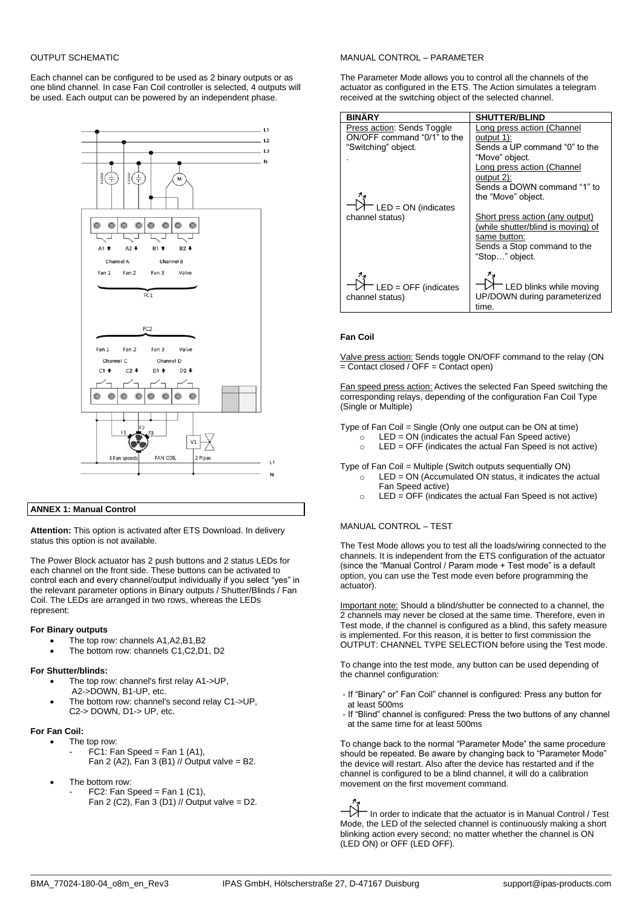OUTPUT SCHEMATIC

Each channel can be configured to be used as 2 binary outputs or as one blind channel. In case Fan Coil controller is selected, 4 outputs will be used. Each output can be powered by an independent phase.

## ANNEX 1: Manual Control

**Attention:** This option is activated after ETS Download. In delivery status this option is not available.

The Power Block actuator has 2 push buttons and 2 status LEDs for each channel on the front side. These buttons can be activated to control each and every channel/output individually if you select "yes" in the relevant parameter options in Binary outputs / Shutter/Blinds / Fan Coil. The LEDs are arranged in two rows, whereas the LEDs represent:

**For Binary outputs**

- The top row: channels A1,A2,B1,B2
- The bottom row: channels C1,C2,D1, D2

**For Shutter/blinds:**

- The top row: channel's first relay A1->UP, A2->DOWN, B1-UP, etc.
- The bottom row: channel's second relay C1->UP, C2-> DOWN, D1-> UP, etc.

**For Fan Coil:**

- The top row:
  - FC1: Fan Speed = Fan 1 (A1), Fan 2 (A2), Fan 3 (B1) // Output valve = B2.
- The bottom row:
  - FC2: Fan Speed = Fan 1 (C1), Fan 2 (C2), Fan 3 (D1) // Output valve = D2.

MANUAL CONTROL – PARAMETER

The Parameter Mode allows you to control all the channels of the actuator as configured in the ETS. The Action simulates a telegram received at the switching object of the selected channel.

| BINÄRY | SHUTTER/BLIND |
|---|---|
| Press action: Sends Toggle ON/OFF command "0/1" to the "Switching" object.<br>.<br><br>LED = ON (indicates channel status) | Long press action (Channel output 1):<br>Sends a UP command "0" to the "Move" object.<br>Long press action (Channel output 2):<br>Sends a DOWN command "1" to the "Move" object.<br><br>Short press action (any output) (while shutter/blind is moving) of same button:<br>Sends a Stop command to the "Stop…" object. |
| LED = OFF (indicates channel status) | LED blinks while moving UP/DOWN during parameterized time. |

**Fan Coil**

Valve press action: Sends toggle ON/OFF command to the relay (ON = Contact closed / OFF = Contact open)

Fan speed press action: Actives the selected Fan Speed switching the corresponding relays, depending of the configuration Fan Coil Type (Single or Multiple)

Type of Fan Coil = Single (Only one output can be ON at time)

- LED = ON (indicates the actual Fan Speed active)
- LED = OFF (indicates the actual Fan Speed is not active)

Type of Fan Coil = Multiple (Switch outputs sequentially ON)

- LED = ON (Accumulated ON status, it indicates the actual Fan Speed active)
- LED = OFF (indicates the actual Fan Speed is not active)

MANUAL CONTROL – TEST

The Test Mode allows you to test all the loads/wiring connected to the channels. It is independent from the ETS configuration of the actuator (since the "Manual Control / Param mode + Test mode" is a default option, you can use the Test mode even before programming the actuator).

Important note: Should a blind/shutter be connected to a channel, the 2 channels may never be closed at the same time. Therefore, even in Test mode, if the channel is configured as a blind, this safety measure is implemented. For this reason, it is better to first commission the OUTPUT: CHANNEL TYPE SELECTION before using the Test mode.

To change into the test mode, any button can be used depending of the channel configuration:

- If "Binary" or" Fan Coil" channel is configured: Press any button for at least 500ms
- If "Blind" channel is configured: Press the two buttons of any channel at the same time for at least 500ms

To change back to the normal "Parameter Mode" the same procedure should be repeated. Be aware by changing back to "Parameter Mode" the device will restart. Also after the device has restarted and if the channel is configured to be a blind channel, it will do a calibration movement on the first movement command.

In order to indicate that the actuator is in Manual Control / Test Mode, the LED of the selected channel is continuously making a short blinking action every second; no matter whether the channel is ON (LED ON) or OFF (LED OFF).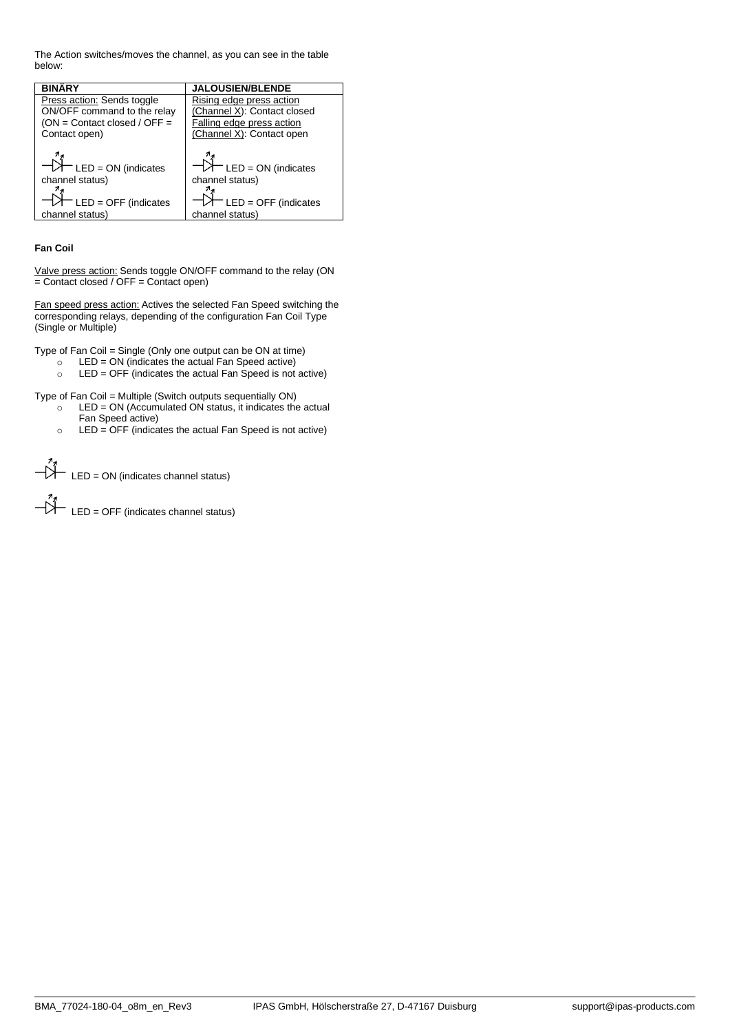The Action switches/moves the channel, as you can see in the table below:

| BINÄRY | JALOUSIEN/BLENDE |
|---|---|
| Press action: Sends toggle ON/OFF command to the relay (ON = Contact closed / OFF = Contact open)<br><br>LED = ON (indicates channel status)<br>LED = OFF (indicates channel status) | Rising edge press action (Channel X): Contact closed<br>Falling edge press action (Channel X): Contact open<br><br>LED = ON (indicates channel status)<br>LED = OFF (indicates channel status) |

**Fan Coil**

Valve press action: Sends toggle ON/OFF command to the relay (ON = Contact closed / OFF = Contact open)

Fan speed press action: Actives the selected Fan Speed switching the corresponding relays, depending of the configuration Fan Coil Type (Single or Multiple)

Type of Fan Coil = Single (Only one output can be ON at time)

- LED = ON (indicates the actual Fan Speed active)
- LED = OFF (indicates the actual Fan Speed is not active)

Type of Fan Coil = Multiple (Switch outputs sequentially ON)

- LED = ON (Accumulated ON status, it indicates the actual Fan Speed active)
- LED = OFF (indicates the actual Fan Speed is not active)

LED = ON (indicates channel status)

LED = OFF (indicates channel status)